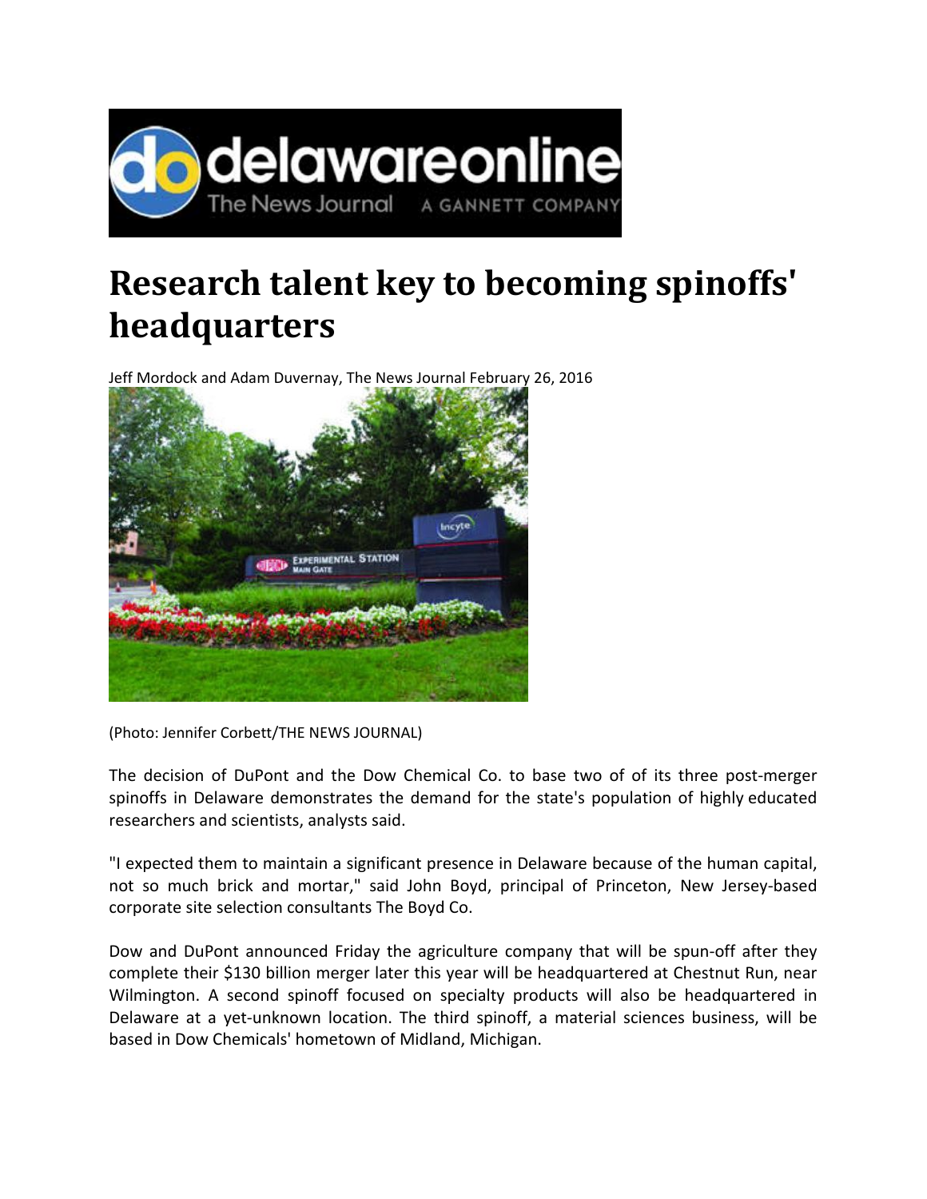# Research talent key to becoming spinoffs' headquarters

Jeff Mordock and Adam Duvernay, The News Journal February 26, 2016

(Photo: Jennifer Corbett/THE NEWS JOURNAL)

The decision of DuPont and the Dow Chemical Co. to base two of of its three post-merger spinoffs in Delaware demonstrates the demand for the state's population of highly educated researchers and scientists, analysts said.

"I expected them to maintain a significant presence in Delaware because of the human capital, not so much brick and mortar," said John Boyd, principal of Princeton, New Jersey-based corporate site selection consultants The Boyd Co.

Dow and DuPont announced Friday the agriculture company that will be spun-off after they complete their $130 billion merger later this year will be headquartered at Chestnut Run, near Wilmington. A second spinoff focused on specialty products will also be headquartered in Delaware at a yet-unknown location. The third spinoff, a material sciences business, will be based in Dow Chemicals' hometown of Midland, Michigan.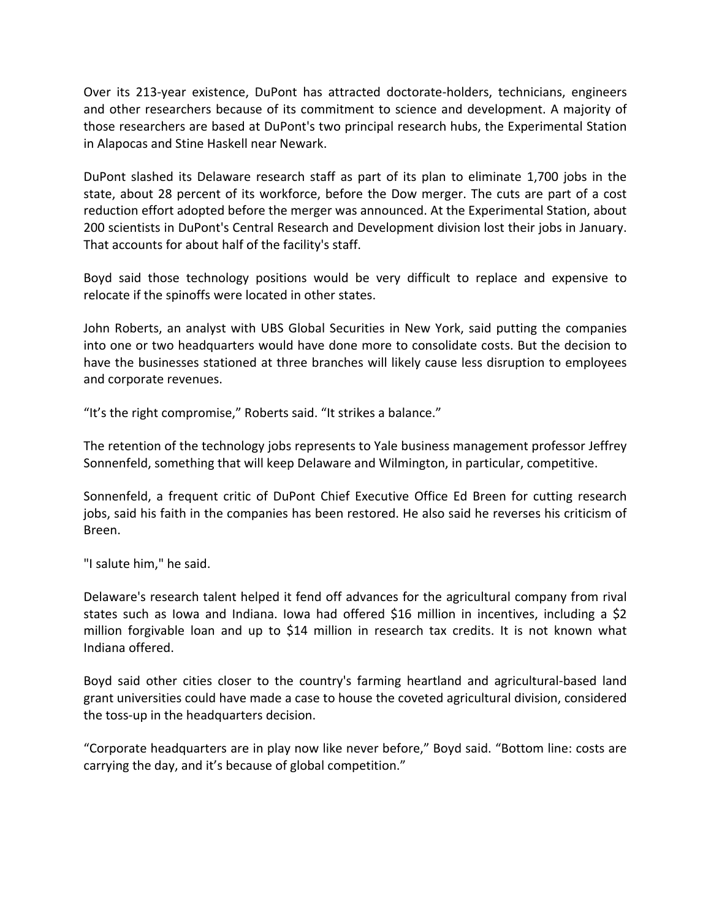Over its 213-year existence, DuPont has attracted doctorate-holders, technicians, engineers and other researchers because of its commitment to science and development. A majority of those researchers are based at DuPont's two principal research hubs, the Experimental Station in Alapocas and Stine Haskell near Newark.

DuPont slashed its Delaware research staff as part of its plan to eliminate 1,700 jobs in the state, about 28 percent of its workforce, before the Dow merger. The cuts are part of a cost reduction effort adopted before the merger was announced. At the Experimental Station, about 200 scientists in DuPont's Central Research and Development division lost their jobs in January. That accounts for about half of the facility's staff.

Boyd said those technology positions would be very difficult to replace and expensive to relocate if the spinoffs were located in other states.

John Roberts, an analyst with UBS Global Securities in New York, said putting the companies into one or two headquarters would have done more to consolidate costs. But the decision to have the businesses stationed at three branches will likely cause less disruption to employees and corporate revenues.

“It’s the right compromise,” Roberts said. “It strikes a balance.”

The retention of the technology jobs represents to Yale business management professor Jeffrey Sonnenfeld, something that will keep Delaware and Wilmington, in particular, competitive.

Sonnenfeld, a frequent critic of DuPont Chief Executive Office Ed Breen for cutting research jobs, said his faith in the companies has been restored. He also said he reverses his criticism of Breen.

"I salute him," he said.

Delaware's research talent helped it fend off advances for the agricultural company from rival states such as Iowa and Indiana. Iowa had offered $16 million in incentives, including a $2 million forgivable loan and up to $14 million in research tax credits. It is not known what Indiana offered.

Boyd said other cities closer to the country's farming heartland and agricultural-based land grant universities could have made a case to house the coveted agricultural division, considered the toss-up in the headquarters decision.

“Corporate headquarters are in play now like never before,” Boyd said. “Bottom line: costs are carrying the day, and it’s because of global competition.”